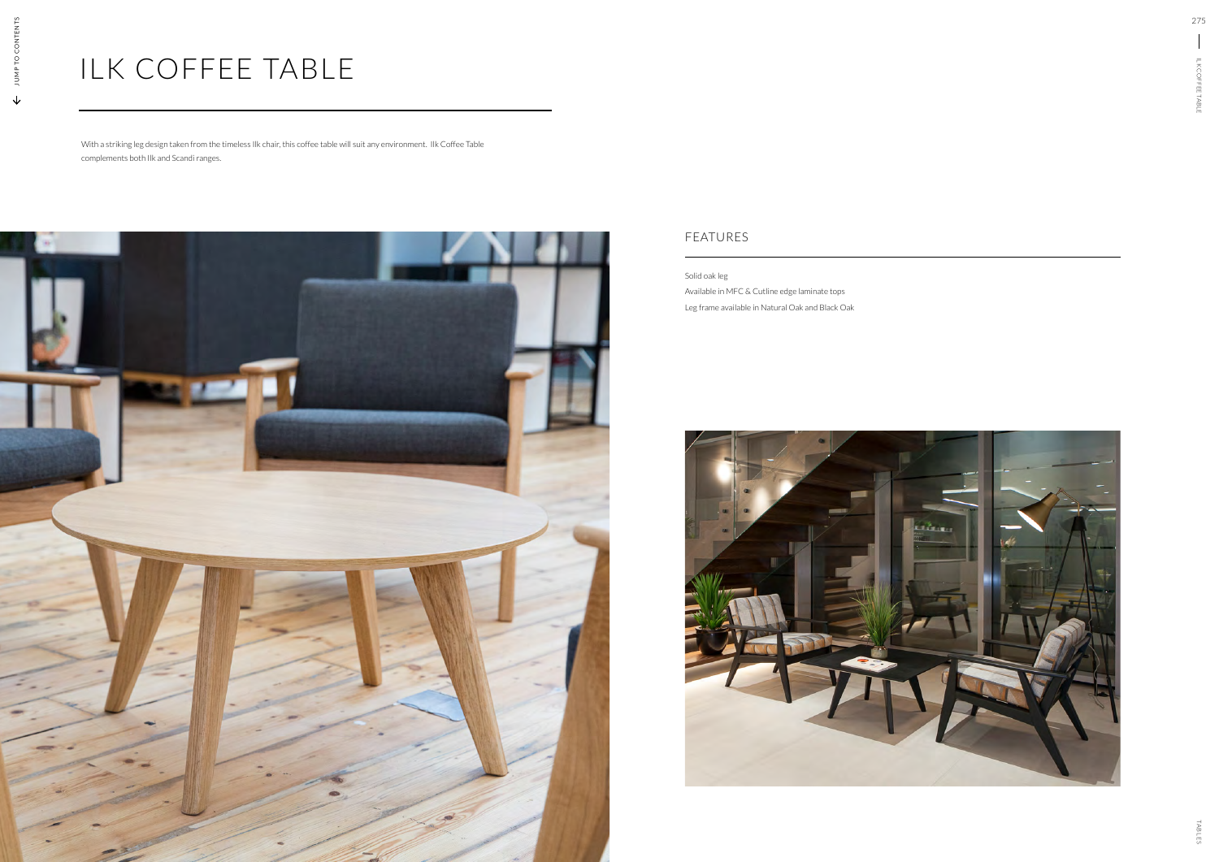# ILK COFFEE TABLE

With a striking leg design taken from the timeless Ilk chair, this coffee table will suit any environment. Ilk Coffee Table complements both Ilk and Scandi ranges.

## FEATURES

Solid oak leg

Available in MFC & Cutline edge laminate tops

Leg frame available in Natural Oak and Black Oak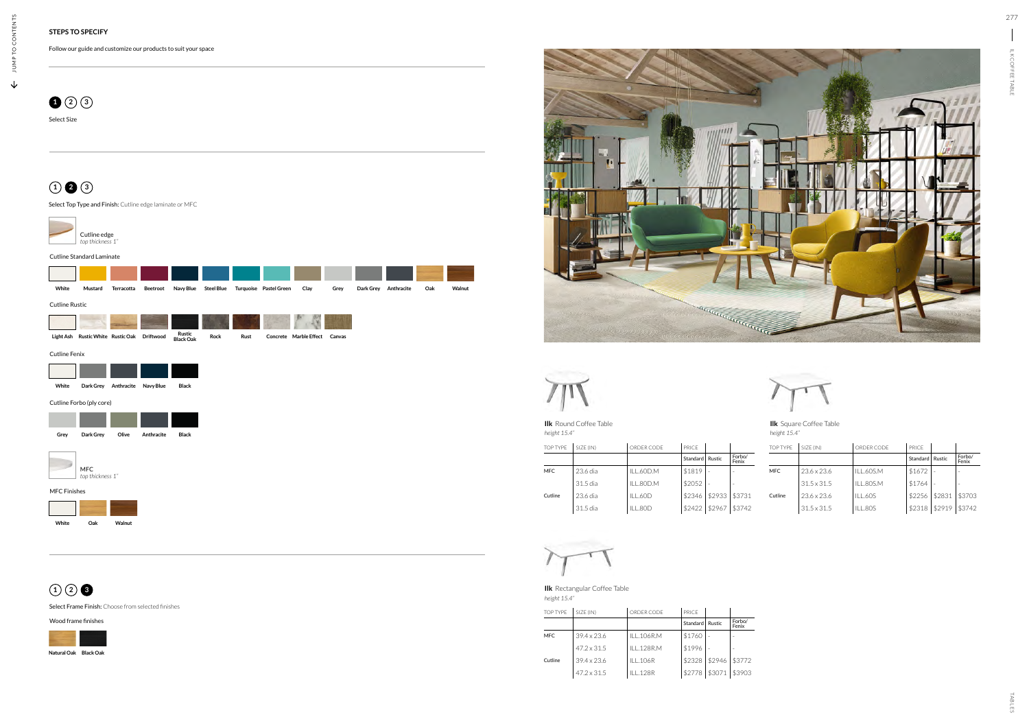## STEPS TO SPECIFY

Follow our guide and customize our products to suit your space

1 2 3

Select Size

1 2 3

Select Top Type and Finish: Cutline edge laminate or MFC

Cutline edge
*top thickness 1"*

Cutline Standard Laminate

White, Mustard, Terracotta, Beetroot, Navy Blue, Steel Blue, Turquoise, Pastel Green, Clay, Grey, Dark Grey, Anthracite, Oak, Walnut

Cutline Rustic

Light Ash, Rustic White, Rustic Oak, Driftwood, Rustic Black Oak, Rock, Rust, Concrete, Marble Effect, Canvas

Cutline Fenix

White, Dark Grey, Anthracite, Navy Blue, Black

Cutline Forbo (ply core)

Grey, Dark Grey, Olive, Anthracite, Black

MFC
*top thickness 1"*

MFC Finishes

White, Oak, Walnut

1 2 3

Select Frame Finish: Choose from selected finishes

Wood frame finishes

Natural Oak, Black Oak

**Ilk** Round Coffee Table
*height 15.4"*

| TOP TYPE | SIZE (IN) | ORDER CODE | PRICE | | |
|---|---|---|---|---|---|
| | | | Standard | Rustic | Forbo/ Fenix |
| MFC | 23.6 dia | ILL.60D.M | $1819 | - | - |
| | 31.5 dia | ILL.80D.M | $2052 | - | - |
| Cutline | 23.6 dia | ILL.60D | $2346 | $2933 | $3731 |
| | 31.5 dia | ILL.80D | $2422 | $2967 | $3742 |

**Ilk** Square Coffee Table
*height 15.4"*

| TOP TYPE | SIZE (IN) | ORDER CODE | PRICE | | |
|---|---|---|---|---|---|
| | | | Standard | Rustic | Forbo/ Fenix |
| MFC | 23.6 x 23.6 | ILL.60S.M | $1672 | - | - |
| | 31.5 x 31.5 | ILL.80S.M | $1764 | - | - |
| Cutline | 23.6 x 23.6 | ILL.60S | $2256 | $2831 | $3703 |
| | 31.5 x 31.5 | ILL.80S | $2318 | $2919 | $3742 |

**Ilk** Rectangular Coffee Table
*height 15.4"*

| TOP TYPE | SIZE (IN) | ORDER CODE | PRICE | | |
|---|---|---|---|---|---|
| | | | Standard | Rustic | Forbo/ Fenix |
| MFC | 39.4 x 23.6 | ILL.106R.M | $1760 | - | - |
| | 47.2 x 31.5 | ILL.128R.M | $1996 | - | - |
| Cutline | 39.4 x 23.6 | ILL.106R | $2328 | $2946 | $3772 |
| | 47.2 x 31.5 | ILL.128R | $2778 | $3071 | $3903 |